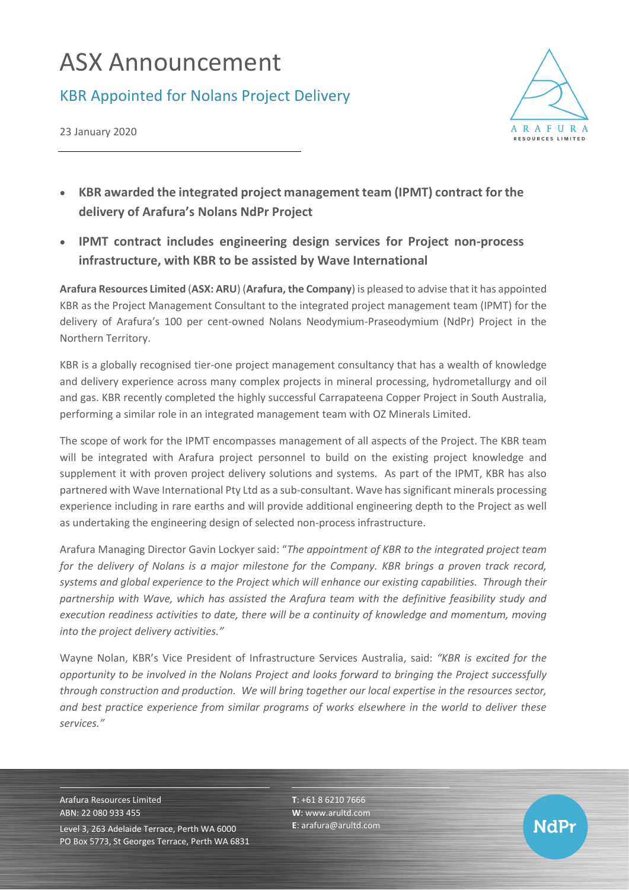# ASX Announcement

## KBR Appointed for Nolans Project Delivery

23 January 2020

- **KBR awarded the integrated project management team (IPMT) contract for the delivery of Arafura's Nolans NdPr Project**
- **IPMT contract includes engineering design services for Project non-process infrastructure, with KBR to be assisted by Wave International**

**Arafura Resources Limited** (**ASX: ARU**) (**Arafura, the Company**) is pleased to advise that it has appointed KBR as the Project Management Consultant to the integrated project management team (IPMT) for the delivery of Arafura's 100 per cent-owned Nolans Neodymium-Praseodymium (NdPr) Project in the Northern Territory.

KBR is a globally recognised tier-one project management consultancy that has a wealth of knowledge and delivery experience across many complex projects in mineral processing, hydrometallurgy and oil and gas. KBR recently completed the highly successful Carrapateena Copper Project in South Australia, performing a similar role in an integrated management team with OZ Minerals Limited.

The scope of work for the IPMT encompasses management of all aspects of the Project. The KBR team will be integrated with Arafura project personnel to build on the existing project knowledge and supplement it with proven project delivery solutions and systems. As part of the IPMT, KBR has also partnered with Wave International Pty Ltd as a sub-consultant. Wave has significant minerals processing experience including in rare earths and will provide additional engineering depth to the Project as well as undertaking the engineering design of selected non-process infrastructure.

Arafura Managing Director Gavin Lockyer said: "*The appointment of KBR to the integrated project team for the delivery of Nolans is a major milestone for the Company. KBR brings a proven track record, systems and global experience to the Project which will enhance our existing capabilities. Through their partnership with Wave, which has assisted the Arafura team with the definitive feasibility study and execution readiness activities to date, there will be a continuity of knowledge and momentum, moving into the project delivery activities.*"

Wayne Nolan, KBR's Vice President of Infrastructure Services Australia, said: *"KBR is excited for the opportunity to be involved in the Nolans Project and looks forward to bringing the Project successfully through construction and production. We will bring together our local expertise in the resources sector, and best practice experience from similar programs of works elsewhere in the world to deliver these services."*

Arafura Resources Limited
ABN: 22 080 933 455
Level 3, 263 Adelaide Terrace, Perth WA 6000
PO Box 5773, St Georges Terrace, Perth WA 6831

**T**: +61 8 6210 7666
**W**: www.arultd.com
**E**: arafura@arultd.com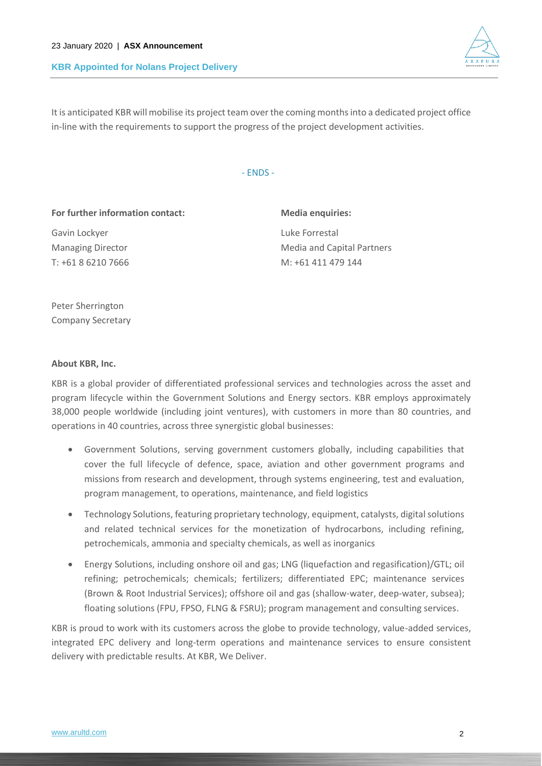It is anticipated KBR will mobilise its project team over the coming months into a dedicated project office in-line with the requirements to support the progress of the project development activities.

- ENDS -

**For further information contact:**

Gavin Lockyer
Managing Director
T: +61 8 6210 7666

**Media enquiries:**

Luke Forrestal
Media and Capital Partners
M: +61 411 479 144

Peter Sherrington
Company Secretary

**About KBR, Inc.**

KBR is a global provider of differentiated professional services and technologies across the asset and program lifecycle within the Government Solutions and Energy sectors. KBR employs approximately 38,000 people worldwide (including joint ventures), with customers in more than 80 countries, and operations in 40 countries, across three synergistic global businesses:

- Government Solutions, serving government customers globally, including capabilities that cover the full lifecycle of defence, space, aviation and other government programs and missions from research and development, through systems engineering, test and evaluation, program management, to operations, maintenance, and field logistics
- Technology Solutions, featuring proprietary technology, equipment, catalysts, digital solutions and related technical services for the monetization of hydrocarbons, including refining, petrochemicals, ammonia and specialty chemicals, as well as inorganics
- Energy Solutions, including onshore oil and gas; LNG (liquefaction and regasification)/GTL; oil refining; petrochemicals; chemicals; fertilizers; differentiated EPC; maintenance services (Brown & Root Industrial Services); offshore oil and gas (shallow-water, deep-water, subsea); floating solutions (FPU, FPSO, FLNG & FSRU); program management and consulting services.

KBR is proud to work with its customers across the globe to provide technology, value-added services, integrated EPC delivery and long-term operations and maintenance services to ensure consistent delivery with predictable results. At KBR, We Deliver.